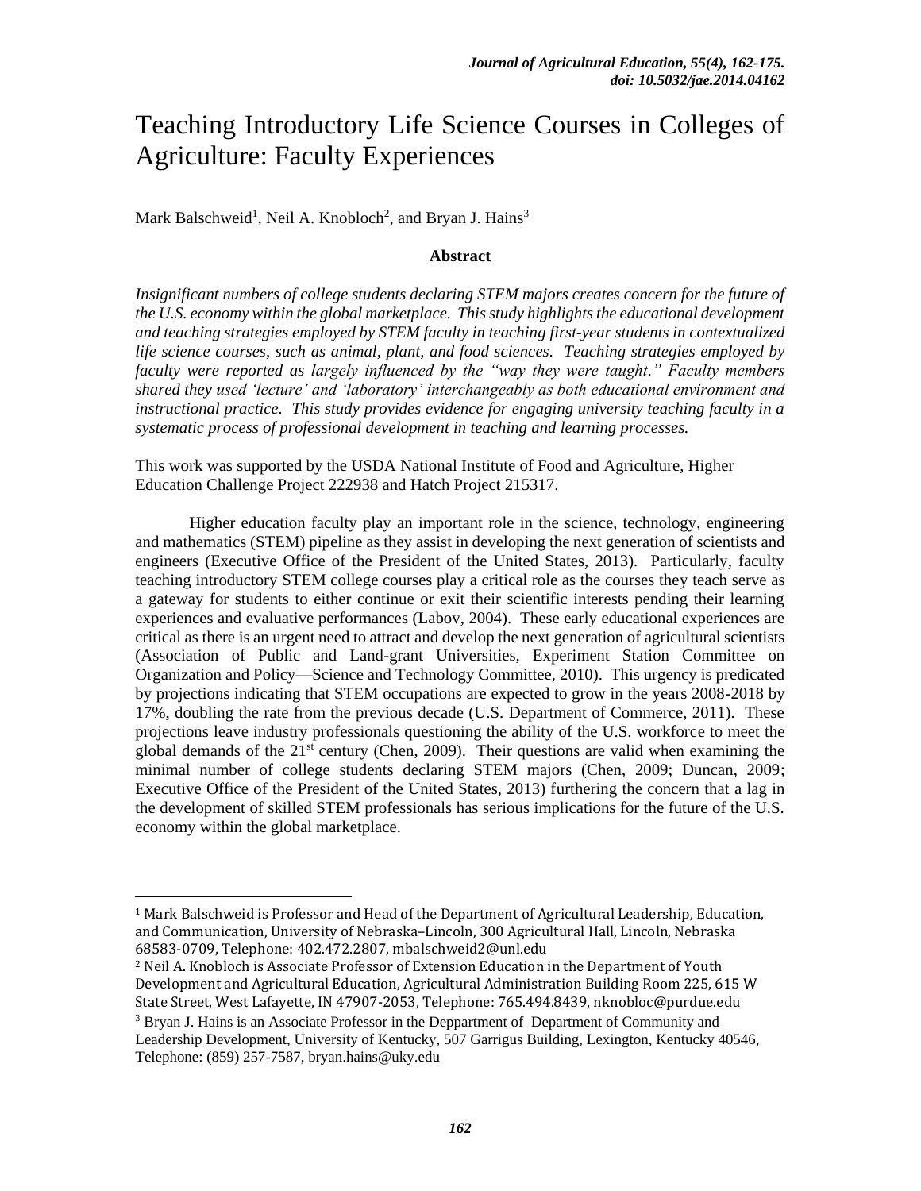# Teaching Introductory Life Science Courses in Colleges of Agriculture: Faculty Experiences

Mark Balschweid[1], Neil A. Knobloch[2], and Bryan J. Hains[3]

## Abstract

*Insignificant numbers of college students declaring STEM majors creates concern for the future of the U.S. economy within the global marketplace. This study highlights the educational development and teaching strategies employed by STEM faculty in teaching first-year students in contextualized life science courses, such as animal, plant, and food sciences. Teaching strategies employed by faculty were reported as largely influenced by the "way they were taught." Faculty members shared they used 'lecture' and 'laboratory' interchangeably as both educational environment and instructional practice. This study provides evidence for engaging university teaching faculty in a systematic process of professional development in teaching and learning processes.*

This work was supported by the USDA National Institute of Food and Agriculture, Higher Education Challenge Project 222938 and Hatch Project 215317.

Higher education faculty play an important role in the science, technology, engineering and mathematics (STEM) pipeline as they assist in developing the next generation of scientists and engineers (Executive Office of the President of the United States, 2013). Particularly, faculty teaching introductory STEM college courses play a critical role as the courses they teach serve as a gateway for students to either continue or exit their scientific interests pending their learning experiences and evaluative performances (Labov, 2004). These early educational experiences are critical as there is an urgent need to attract and develop the next generation of agricultural scientists (Association of Public and Land-grant Universities, Experiment Station Committee on Organization and Policy—Science and Technology Committee, 2010). This urgency is predicated by projections indicating that STEM occupations are expected to grow in the years 2008-2018 by 17%, doubling the rate from the previous decade (U.S. Department of Commerce, 2011). These projections leave industry professionals questioning the ability of the U.S. workforce to meet the global demands of the 21st century (Chen, 2009). Their questions are valid when examining the minimal number of college students declaring STEM majors (Chen, 2009; Duncan, 2009; Executive Office of the President of the United States, 2013) furthering the concern that a lag in the development of skilled STEM professionals has serious implications for the future of the U.S. economy within the global marketplace.

---

[1] Mark Balschweid is Professor and Head of the Department of Agricultural Leadership, Education, and Communication, University of Nebraska–Lincoln, 300 Agricultural Hall, Lincoln, Nebraska 68583-0709, Telephone: 402.472.2807, mbalschweid2@unl.edu

[2] Neil A. Knobloch is Associate Professor of Extension Education in the Department of Youth Development and Agricultural Education, Agricultural Administration Building Room 225, 615 W State Street, West Lafayette, IN 47907-2053, Telephone: 765.494.8439, nknobloc@purdue.edu

[3] Bryan J. Hains is an Associate Professor in the Deppartment of Department of Community and Leadership Development, University of Kentucky, 507 Garrigus Building, Lexington, Kentucky 40546, Telephone: (859) 257-7587, bryan.hains@uky.edu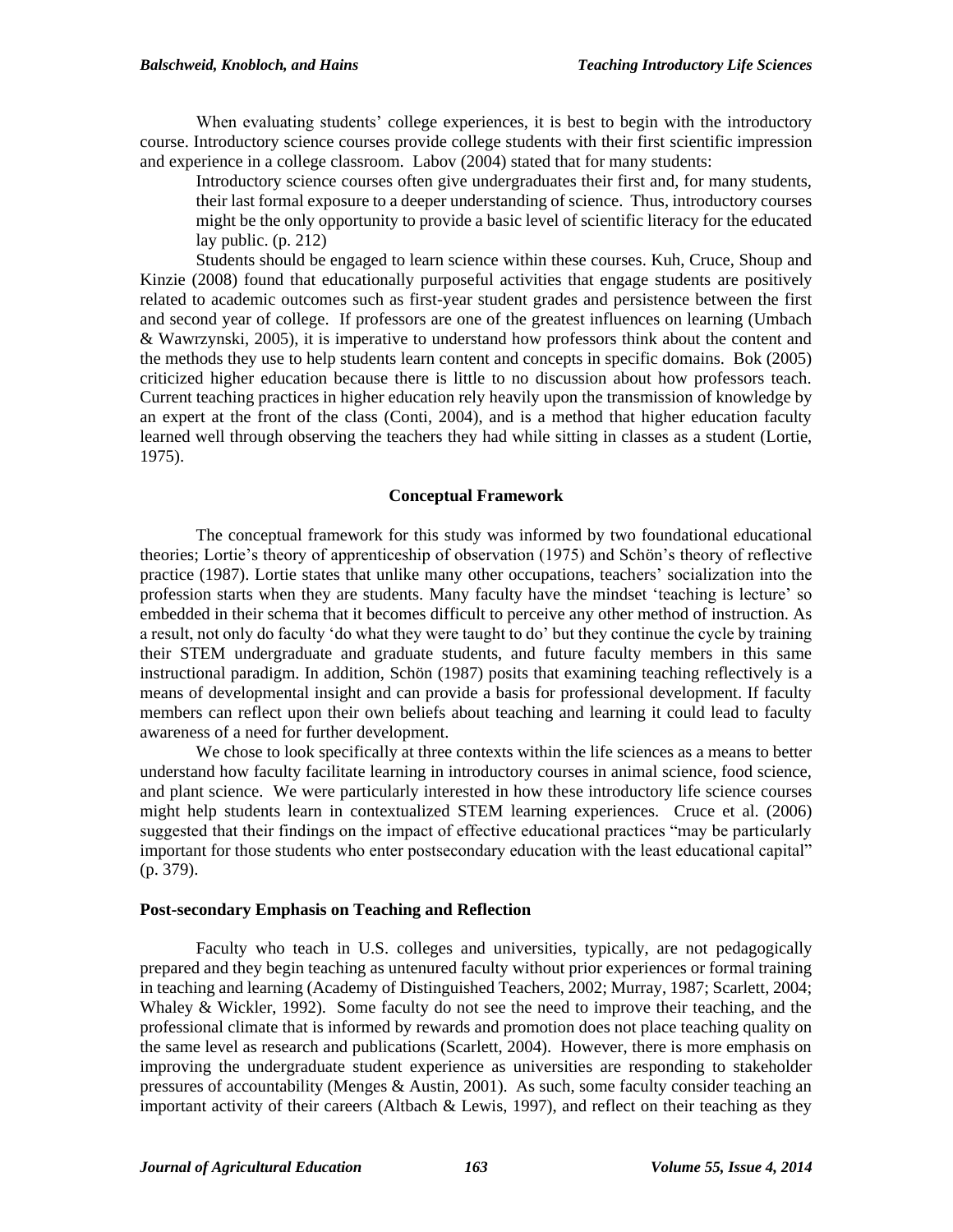When evaluating students' college experiences, it is best to begin with the introductory course. Introductory science courses provide college students with their first scientific impression and experience in a college classroom. Labov (2004) stated that for many students:

> Introductory science courses often give undergraduates their first and, for many students, their last formal exposure to a deeper understanding of science. Thus, introductory courses might be the only opportunity to provide a basic level of scientific literacy for the educated lay public. (p. 212)

Students should be engaged to learn science within these courses. Kuh, Cruce, Shoup and Kinzie (2008) found that educationally purposeful activities that engage students are positively related to academic outcomes such as first-year student grades and persistence between the first and second year of college. If professors are one of the greatest influences on learning (Umbach & Wawrzynski, 2005), it is imperative to understand how professors think about the content and the methods they use to help students learn content and concepts in specific domains. Bok (2005) criticized higher education because there is little to no discussion about how professors teach. Current teaching practices in higher education rely heavily upon the transmission of knowledge by an expert at the front of the class (Conti, 2004), and is a method that higher education faculty learned well through observing the teachers they had while sitting in classes as a student (Lortie, 1975).

## Conceptual Framework

The conceptual framework for this study was informed by two foundational educational theories; Lortie's theory of apprenticeship of observation (1975) and Schön's theory of reflective practice (1987). Lortie states that unlike many other occupations, teachers' socialization into the profession starts when they are students. Many faculty have the mindset 'teaching is lecture' so embedded in their schema that it becomes difficult to perceive any other method of instruction. As a result, not only do faculty 'do what they were taught to do' but they continue the cycle by training their STEM undergraduate and graduate students, and future faculty members in this same instructional paradigm. In addition, Schön (1987) posits that examining teaching reflectively is a means of developmental insight and can provide a basis for professional development. If faculty members can reflect upon their own beliefs about teaching and learning it could lead to faculty awareness of a need for further development.

We chose to look specifically at three contexts within the life sciences as a means to better understand how faculty facilitate learning in introductory courses in animal science, food science, and plant science. We were particularly interested in how these introductory life science courses might help students learn in contextualized STEM learning experiences. Cruce et al. (2006) suggested that their findings on the impact of effective educational practices "may be particularly important for those students who enter postsecondary education with the least educational capital" (p. 379).

### Post-secondary Emphasis on Teaching and Reflection

Faculty who teach in U.S. colleges and universities, typically, are not pedagogically prepared and they begin teaching as untenured faculty without prior experiences or formal training in teaching and learning (Academy of Distinguished Teachers, 2002; Murray, 1987; Scarlett, 2004; Whaley & Wickler, 1992). Some faculty do not see the need to improve their teaching, and the professional climate that is informed by rewards and promotion does not place teaching quality on the same level as research and publications (Scarlett, 2004). However, there is more emphasis on improving the undergraduate student experience as universities are responding to stakeholder pressures of accountability (Menges & Austin, 2001). As such, some faculty consider teaching an important activity of their careers (Altbach & Lewis, 1997), and reflect on their teaching as they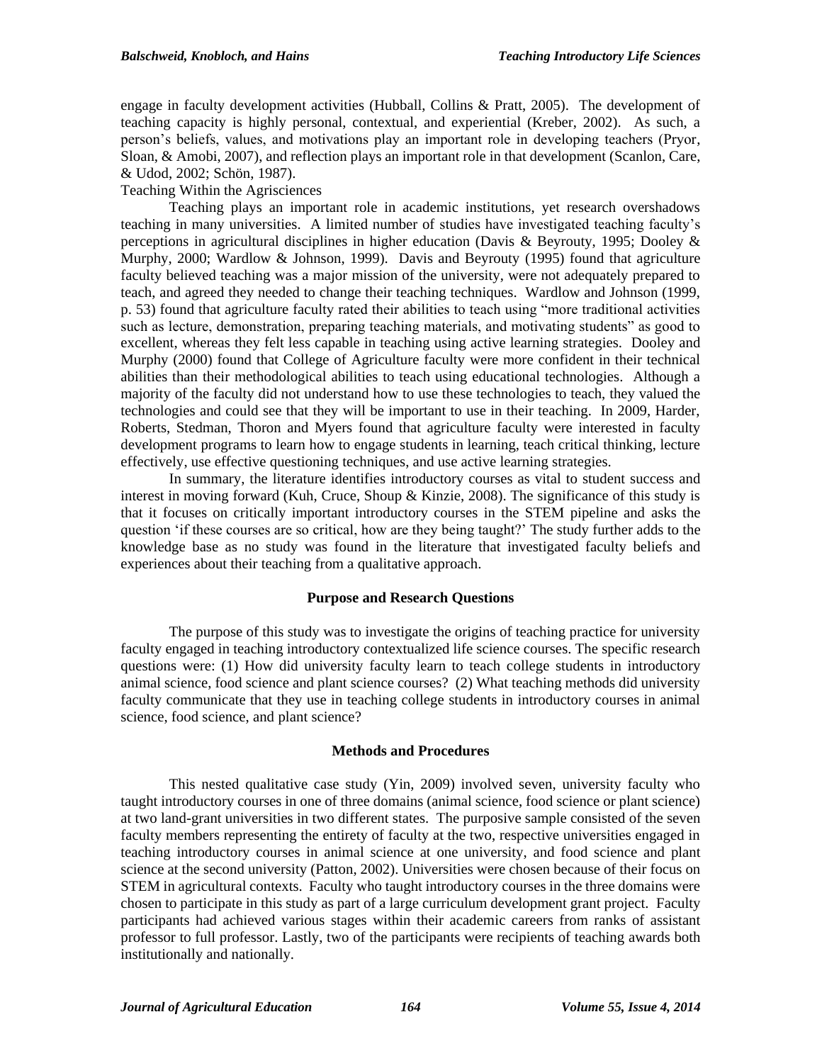engage in faculty development activities (Hubball, Collins & Pratt, 2005). The development of teaching capacity is highly personal, contextual, and experiential (Kreber, 2002). As such, a person's beliefs, values, and motivations play an important role in developing teachers (Pryor, Sloan, & Amobi, 2007), and reflection plays an important role in that development (Scanlon, Care, & Udod, 2002; Schön, 1987).

### Teaching Within the Agrisciences

Teaching plays an important role in academic institutions, yet research overshadows teaching in many universities. A limited number of studies have investigated teaching faculty's perceptions in agricultural disciplines in higher education (Davis & Beyrouty, 1995; Dooley & Murphy, 2000; Wardlow & Johnson, 1999). Davis and Beyrouty (1995) found that agriculture faculty believed teaching was a major mission of the university, were not adequately prepared to teach, and agreed they needed to change their teaching techniques. Wardlow and Johnson (1999, p. 53) found that agriculture faculty rated their abilities to teach using "more traditional activities such as lecture, demonstration, preparing teaching materials, and motivating students" as good to excellent, whereas they felt less capable in teaching using active learning strategies. Dooley and Murphy (2000) found that College of Agriculture faculty were more confident in their technical abilities than their methodological abilities to teach using educational technologies. Although a majority of the faculty did not understand how to use these technologies to teach, they valued the technologies and could see that they will be important to use in their teaching. In 2009, Harder, Roberts, Stedman, Thoron and Myers found that agriculture faculty were interested in faculty development programs to learn how to engage students in learning, teach critical thinking, lecture effectively, use effective questioning techniques, and use active learning strategies.

In summary, the literature identifies introductory courses as vital to student success and interest in moving forward (Kuh, Cruce, Shoup & Kinzie, 2008). The significance of this study is that it focuses on critically important introductory courses in the STEM pipeline and asks the question 'if these courses are so critical, how are they being taught?' The study further adds to the knowledge base as no study was found in the literature that investigated faculty beliefs and experiences about their teaching from a qualitative approach.

## Purpose and Research Questions

The purpose of this study was to investigate the origins of teaching practice for university faculty engaged in teaching introductory contextualized life science courses. The specific research questions were: (1) How did university faculty learn to teach college students in introductory animal science, food science and plant science courses? (2) What teaching methods did university faculty communicate that they use in teaching college students in introductory courses in animal science, food science, and plant science?

## Methods and Procedures

This nested qualitative case study (Yin, 2009) involved seven, university faculty who taught introductory courses in one of three domains (animal science, food science or plant science) at two land-grant universities in two different states. The purposive sample consisted of the seven faculty members representing the entirety of faculty at the two, respective universities engaged in teaching introductory courses in animal science at one university, and food science and plant science at the second university (Patton, 2002). Universities were chosen because of their focus on STEM in agricultural contexts. Faculty who taught introductory courses in the three domains were chosen to participate in this study as part of a large curriculum development grant project. Faculty participants had achieved various stages within their academic careers from ranks of assistant professor to full professor. Lastly, two of the participants were recipients of teaching awards both institutionally and nationally.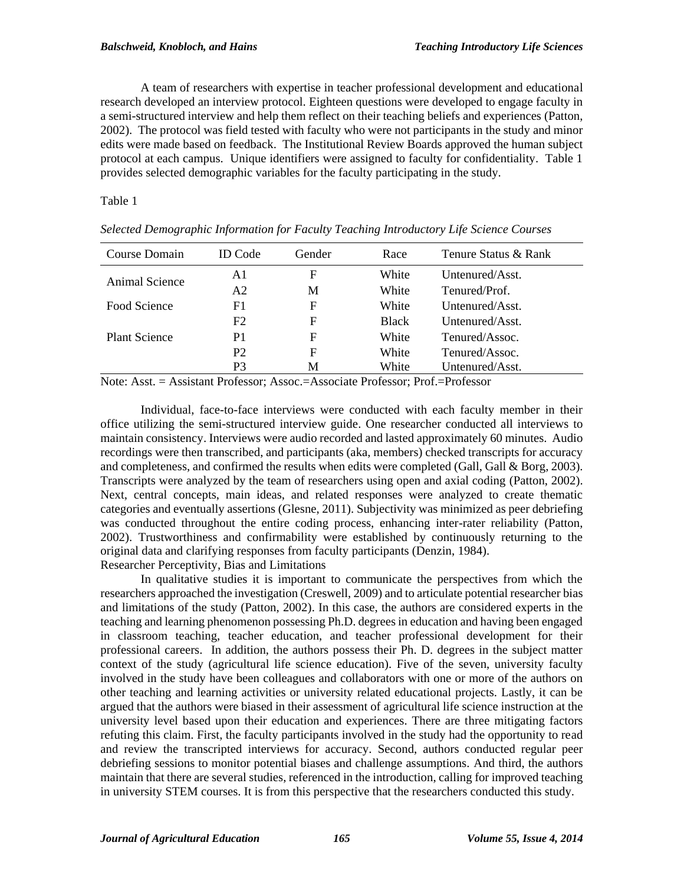A team of researchers with expertise in teacher professional development and educational research developed an interview protocol. Eighteen questions were developed to engage faculty in a semi-structured interview and help them reflect on their teaching beliefs and experiences (Patton, 2002). The protocol was field tested with faculty who were not participants in the study and minor edits were made based on feedback. The Institutional Review Boards approved the human subject protocol at each campus. Unique identifiers were assigned to faculty for confidentiality. Table 1 provides selected demographic variables for the faculty participating in the study.

Table 1

*Selected Demographic Information for Faculty Teaching Introductory Life Science Courses*

| Course Domain | ID Code | Gender | Race | Tenure Status & Rank |
|---|---|---|---|---|
| Animal Science | A1 | F | White | Untenured/Asst. |
| | A2 | M | White | Tenured/Prof. |
| Food Science | F1 | F | White | Untenured/Asst. |
| | F2 | F | Black | Untenured/Asst. |
| Plant Science | P1 | F | White | Tenured/Assoc. |
| | P2 | F | White | Tenured/Assoc. |
| | P3 | M | White | Untenured/Asst. |

Note: Asst. = Assistant Professor; Assoc.=Associate Professor; Prof.=Professor

Individual, face-to-face interviews were conducted with each faculty member in their office utilizing the semi-structured interview guide. One researcher conducted all interviews to maintain consistency. Interviews were audio recorded and lasted approximately 60 minutes. Audio recordings were then transcribed, and participants (aka, members) checked transcripts for accuracy and completeness, and confirmed the results when edits were completed (Gall, Gall & Borg, 2003). Transcripts were analyzed by the team of researchers using open and axial coding (Patton, 2002). Next, central concepts, main ideas, and related responses were analyzed to create thematic categories and eventually assertions (Glesne, 2011). Subjectivity was minimized as peer debriefing was conducted throughout the entire coding process, enhancing inter-rater reliability (Patton, 2002). Trustworthiness and confirmability were established by continuously returning to the original data and clarifying responses from faculty participants (Denzin, 1984).

Researcher Perceptivity, Bias and Limitations

In qualitative studies it is important to communicate the perspectives from which the researchers approached the investigation (Creswell, 2009) and to articulate potential researcher bias and limitations of the study (Patton, 2002). In this case, the authors are considered experts in the teaching and learning phenomenon possessing Ph.D. degrees in education and having been engaged in classroom teaching, teacher education, and teacher professional development for their professional careers. In addition, the authors possess their Ph. D. degrees in the subject matter context of the study (agricultural life science education). Five of the seven, university faculty involved in the study have been colleagues and collaborators with one or more of the authors on other teaching and learning activities or university related educational projects. Lastly, it can be argued that the authors were biased in their assessment of agricultural life science instruction at the university level based upon their education and experiences. There are three mitigating factors refuting this claim. First, the faculty participants involved in the study had the opportunity to read and review the transcripted interviews for accuracy. Second, authors conducted regular peer debriefing sessions to monitor potential biases and challenge assumptions. And third, the authors maintain that there are several studies, referenced in the introduction, calling for improved teaching in university STEM courses. It is from this perspective that the researchers conducted this study.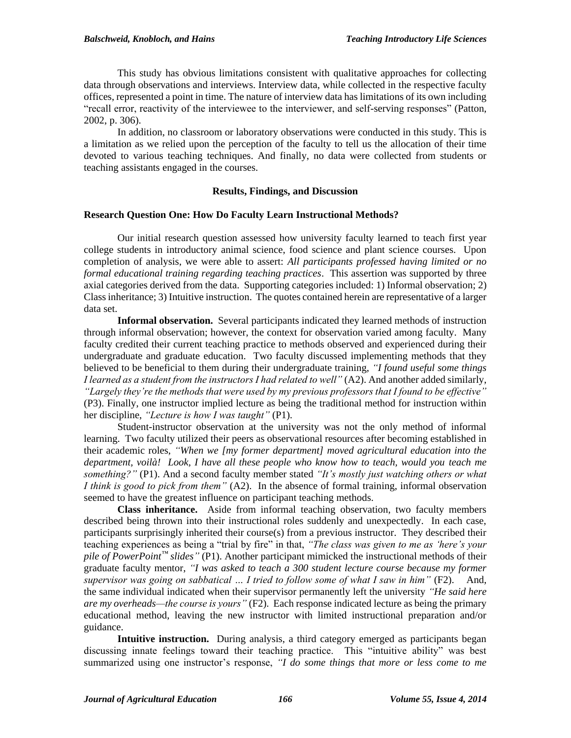This study has obvious limitations consistent with qualitative approaches for collecting data through observations and interviews. Interview data, while collected in the respective faculty offices, represented a point in time. The nature of interview data has limitations of its own including "recall error, reactivity of the interviewee to the interviewer, and self-serving responses" (Patton, 2002, p. 306).

In addition, no classroom or laboratory observations were conducted in this study. This is a limitation as we relied upon the perception of the faculty to tell us the allocation of their time devoted to various teaching techniques. And finally, no data were collected from students or teaching assistants engaged in the courses.

## Results, Findings, and Discussion

### Research Question One: How Do Faculty Learn Instructional Methods?

Our initial research question assessed how university faculty learned to teach first year college students in introductory animal science, food science and plant science courses. Upon completion of analysis, we were able to assert: *All participants professed having limited or no formal educational training regarding teaching practices*. This assertion was supported by three axial categories derived from the data. Supporting categories included: 1) Informal observation; 2) Class inheritance; 3) Intuitive instruction. The quotes contained herein are representative of a larger data set.

**Informal observation.** Several participants indicated they learned methods of instruction through informal observation; however, the context for observation varied among faculty. Many faculty credited their current teaching practice to methods observed and experienced during their undergraduate and graduate education. Two faculty discussed implementing methods that they believed to be beneficial to them during their undergraduate training, *"I found useful some things I learned as a student from the instructors I had related to well"* (A2). And another added similarly, *"Largely they're the methods that were used by my previous professors that I found to be effective"* (P3). Finally, one instructor implied lecture as being the traditional method for instruction within her discipline, *"Lecture is how I was taught"* (P1).

Student-instructor observation at the university was not the only method of informal learning. Two faculty utilized their peers as observational resources after becoming established in their academic roles, *"When we [my former department] moved agricultural education into the department, voilà! Look, I have all these people who know how to teach, would you teach me something?"* (P1). And a second faculty member stated *"It's mostly just watching others or what I think is good to pick from them"* (A2). In the absence of formal training, informal observation seemed to have the greatest influence on participant teaching methods.

**Class inheritance.** Aside from informal teaching observation, two faculty members described being thrown into their instructional roles suddenly and unexpectedly. In each case, participants surprisingly inherited their course(s) from a previous instructor. They described their teaching experiences as being a "trial by fire" in that, *"The class was given to me as 'here's your pile of PowerPoint™ slides"* (P1). Another participant mimicked the instructional methods of their graduate faculty mentor, *"I was asked to teach a 300 student lecture course because my former supervisor was going on sabbatical … I tried to follow some of what I saw in him"* (F2). And, the same individual indicated when their supervisor permanently left the university *"He said here are my overheads—the course is yours"* (F2). Each response indicated lecture as being the primary educational method, leaving the new instructor with limited instructional preparation and/or guidance.

**Intuitive instruction.** During analysis, a third category emerged as participants began discussing innate feelings toward their teaching practice. This "intuitive ability" was best summarized using one instructor's response, *"I do some things that more or less come to me*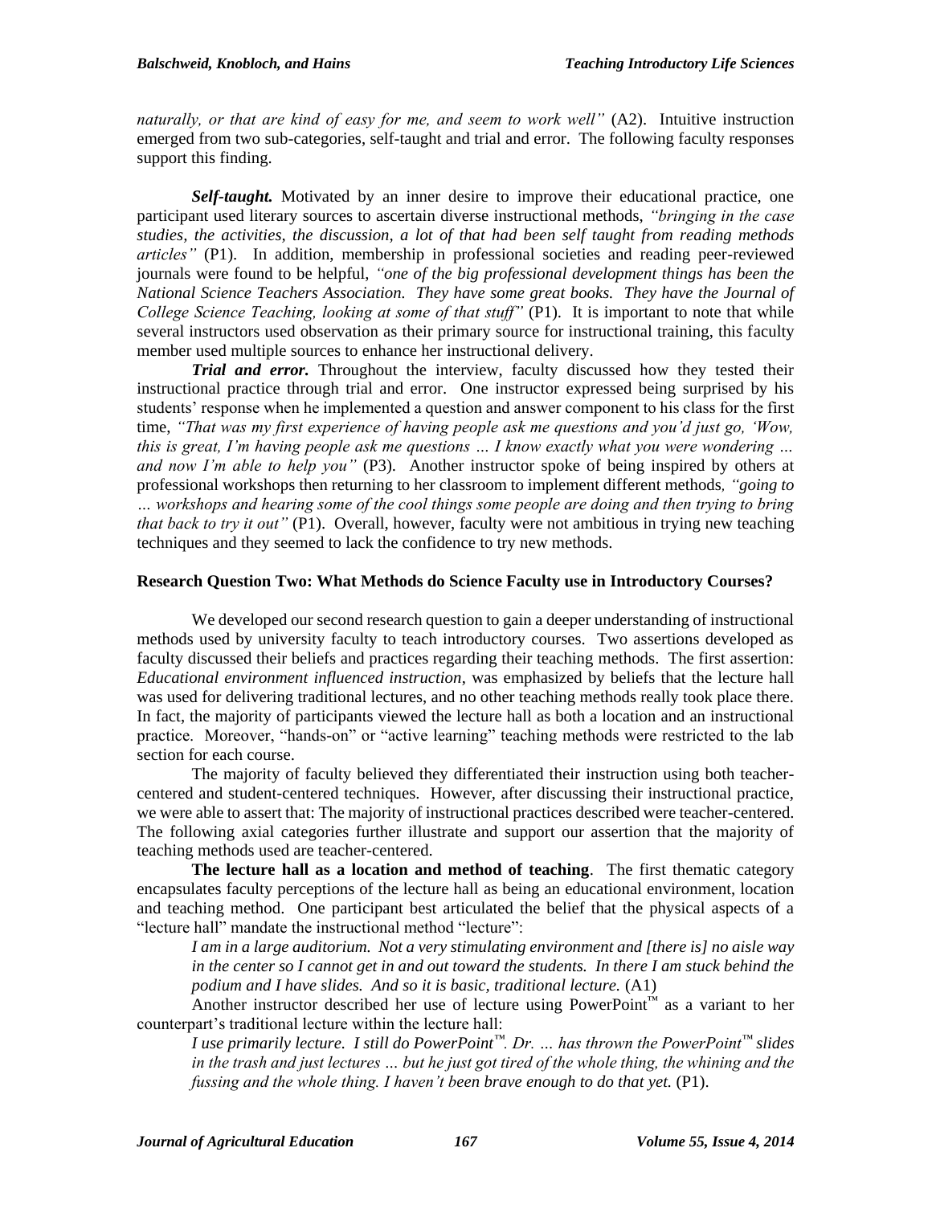*naturally, or that are kind of easy for me, and seem to work well"* (A2). Intuitive instruction emerged from two sub-categories, self-taught and trial and error. The following faculty responses support this finding.

***Self-taught.*** Motivated by an inner desire to improve their educational practice, one participant used literary sources to ascertain diverse instructional methods, *"bringing in the case studies, the activities, the discussion, a lot of that had been self taught from reading methods articles"* (P1). In addition, membership in professional societies and reading peer-reviewed journals were found to be helpful, *"one of the big professional development things has been the National Science Teachers Association. They have some great books. They have the Journal of College Science Teaching, looking at some of that stuff"* (P1). It is important to note that while several instructors used observation as their primary source for instructional training, this faculty member used multiple sources to enhance her instructional delivery.

***Trial and error.*** Throughout the interview, faculty discussed how they tested their instructional practice through trial and error. One instructor expressed being surprised by his students' response when he implemented a question and answer component to his class for the first time, *"That was my first experience of having people ask me questions and you'd just go, 'Wow, this is great, I'm having people ask me questions … I know exactly what you were wondering … and now I'm able to help you"* (P3). Another instructor spoke of being inspired by others at professional workshops then returning to her classroom to implement different methods, *"going to … workshops and hearing some of the cool things some people are doing and then trying to bring that back to try it out"* (P1). Overall, however, faculty were not ambitious in trying new teaching techniques and they seemed to lack the confidence to try new methods.

### Research Question Two: What Methods do Science Faculty use in Introductory Courses?

We developed our second research question to gain a deeper understanding of instructional methods used by university faculty to teach introductory courses. Two assertions developed as faculty discussed their beliefs and practices regarding their teaching methods. The first assertion: *Educational environment influenced instruction*, was emphasized by beliefs that the lecture hall was used for delivering traditional lectures, and no other teaching methods really took place there. In fact, the majority of participants viewed the lecture hall as both a location and an instructional practice. Moreover, "hands-on" or "active learning" teaching methods were restricted to the lab section for each course.

The majority of faculty believed they differentiated their instruction using both teacher-centered and student-centered techniques. However, after discussing their instructional practice, we were able to assert that: The majority of instructional practices described were teacher-centered. The following axial categories further illustrate and support our assertion that the majority of teaching methods used are teacher-centered.

**The lecture hall as a location and method of teaching**. The first thematic category encapsulates faculty perceptions of the lecture hall as being an educational environment, location and teaching method. One participant best articulated the belief that the physical aspects of a "lecture hall" mandate the instructional method "lecture":

> *I am in a large auditorium. Not a very stimulating environment and [there is] no aisle way in the center so I cannot get in and out toward the students. In there I am stuck behind the podium and I have slides. And so it is basic, traditional lecture.* (A1)

Another instructor described her use of lecture using PowerPoint™ as a variant to her counterpart's traditional lecture within the lecture hall:

> *I use primarily lecture. I still do PowerPoint™. Dr. … has thrown the PowerPoint™ slides in the trash and just lectures … but he just got tired of the whole thing, the whining and the fussing and the whole thing. I haven't been brave enough to do that yet.* (P1).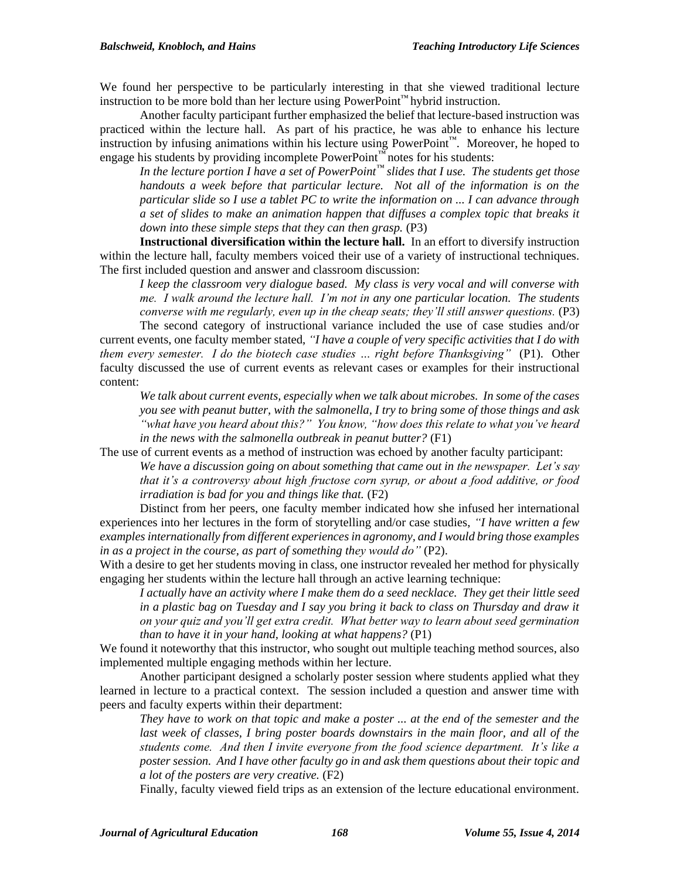We found her perspective to be particularly interesting in that she viewed traditional lecture instruction to be more bold than her lecture using PowerPoint™ hybrid instruction.

Another faculty participant further emphasized the belief that lecture-based instruction was practiced within the lecture hall. As part of his practice, he was able to enhance his lecture instruction by infusing animations within his lecture using PowerPoint™. Moreover, he hoped to engage his students by providing incomplete PowerPoint™ notes for his students:

> *In the lecture portion I have a set of PowerPoint™ slides that I use. The students get those handouts a week before that particular lecture. Not all of the information is on the particular slide so I use a tablet PC to write the information on ... I can advance through a set of slides to make an animation happen that diffuses a complex topic that breaks it down into these simple steps that they can then grasp.* (P3)

**Instructional diversification within the lecture hall.** In an effort to diversify instruction within the lecture hall, faculty members voiced their use of a variety of instructional techniques. The first included question and answer and classroom discussion:

> *I keep the classroom very dialogue based. My class is very vocal and will converse with me. I walk around the lecture hall. I'm not in any one particular location. The students converse with me regularly, even up in the cheap seats; they'll still answer questions.* (P3)

The second category of instructional variance included the use of case studies and/or current events, one faculty member stated, *"I have a couple of very specific activities that I do with them every semester. I do the biotech case studies ... right before Thanksgiving"* (P1). Other faculty discussed the use of current events as relevant cases or examples for their instructional content:

> *We talk about current events, especially when we talk about microbes. In some of the cases you see with peanut butter, with the salmonella, I try to bring some of those things and ask "what have you heard about this?" You know, "how does this relate to what you've heard in the news with the salmonella outbreak in peanut butter?* (F1)

The use of current events as a method of instruction was echoed by another faculty participant:

> *We have a discussion going on about something that came out in the newspaper. Let's say that it's a controversy about high fructose corn syrup, or about a food additive, or food irradiation is bad for you and things like that.* (F2)

Distinct from her peers, one faculty member indicated how she infused her international experiences into her lectures in the form of storytelling and/or case studies, *"I have written a few examples internationally from different experiences in agronomy, and I would bring those examples in as a project in the course, as part of something they would do"* (P2).

With a desire to get her students moving in class, one instructor revealed her method for physically engaging her students within the lecture hall through an active learning technique:

> *I actually have an activity where I make them do a seed necklace. They get their little seed in a plastic bag on Tuesday and I say you bring it back to class on Thursday and draw it on your quiz and you'll get extra credit. What better way to learn about seed germination than to have it in your hand, looking at what happens?* (P1)

We found it noteworthy that this instructor, who sought out multiple teaching method sources, also implemented multiple engaging methods within her lecture.

Another participant designed a scholarly poster session where students applied what they learned in lecture to a practical context. The session included a question and answer time with peers and faculty experts within their department:

> *They have to work on that topic and make a poster ... at the end of the semester and the last week of classes, I bring poster boards downstairs in the main floor, and all of the students come. And then I invite everyone from the food science department. It's like a poster session. And I have other faculty go in and ask them questions about their topic and a lot of the posters are very creative.* (F2)

Finally, faculty viewed field trips as an extension of the lecture educational environment.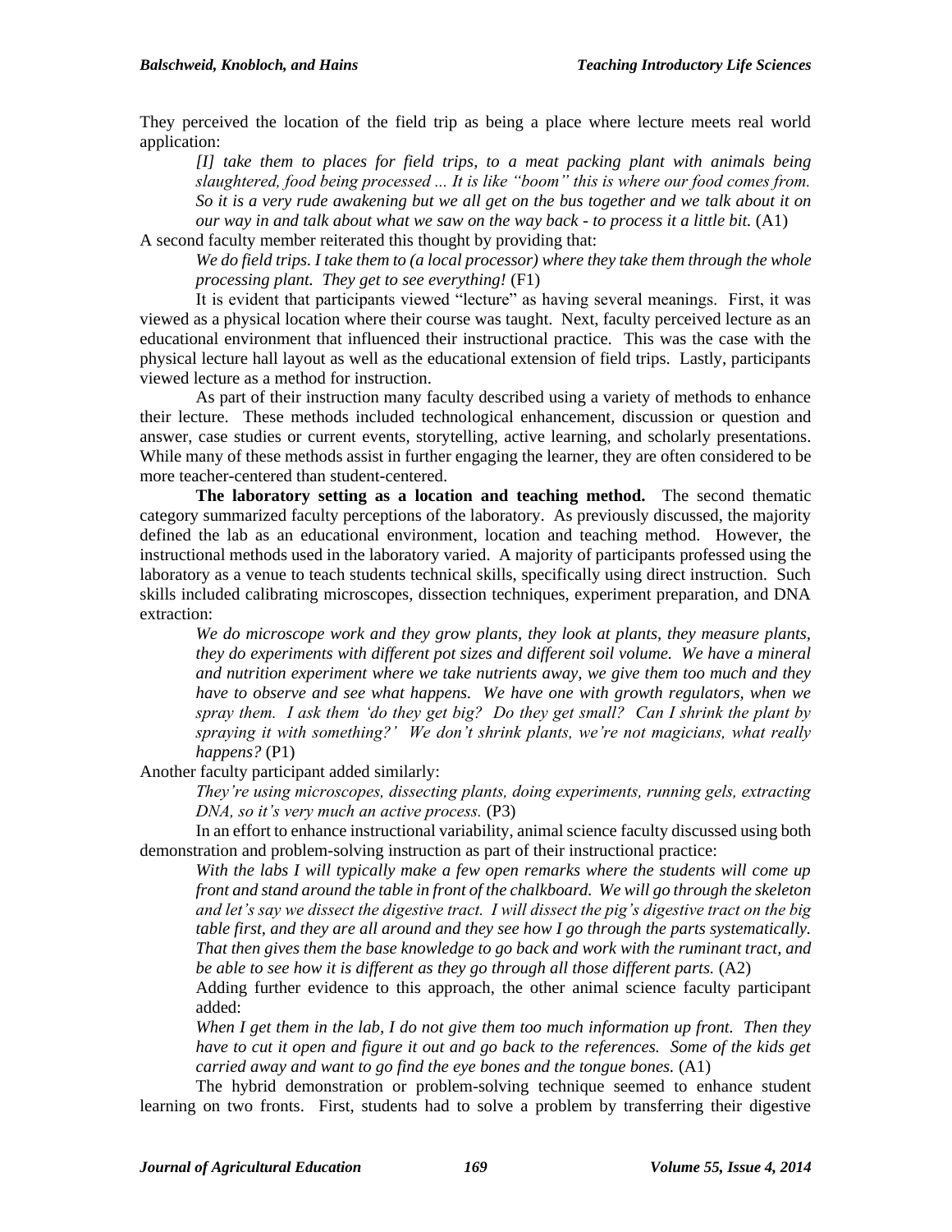They perceived the location of the field trip as being a place where lecture meets real world application:

> *[I] take them to places for field trips, to a meat packing plant with animals being slaughtered, food being processed ... It is like "boom" this is where our food comes from. So it is a very rude awakening but we all get on the bus together and we talk about it on our way in and talk about what we saw on the way back - to process it a little bit.* (A1)

A second faculty member reiterated this thought by providing that:

> *We do field trips. I take them to (a local processor) where they take them through the whole processing plant. They get to see everything!* (F1)

It is evident that participants viewed "lecture" as having several meanings. First, it was viewed as a physical location where their course was taught. Next, faculty perceived lecture as an educational environment that influenced their instructional practice. This was the case with the physical lecture hall layout as well as the educational extension of field trips. Lastly, participants viewed lecture as a method for instruction.

As part of their instruction many faculty described using a variety of methods to enhance their lecture. These methods included technological enhancement, discussion or question and answer, case studies or current events, storytelling, active learning, and scholarly presentations. While many of these methods assist in further engaging the learner, they are often considered to be more teacher-centered than student-centered.

**The laboratory setting as a location and teaching method.** The second thematic category summarized faculty perceptions of the laboratory. As previously discussed, the majority defined the lab as an educational environment, location and teaching method. However, the instructional methods used in the laboratory varied. A majority of participants professed using the laboratory as a venue to teach students technical skills, specifically using direct instruction. Such skills included calibrating microscopes, dissection techniques, experiment preparation, and DNA extraction:

> *We do microscope work and they grow plants, they look at plants, they measure plants, they do experiments with different pot sizes and different soil volume. We have a mineral and nutrition experiment where we take nutrients away, we give them too much and they have to observe and see what happens. We have one with growth regulators, when we spray them. I ask them 'do they get big? Do they get small? Can I shrink the plant by spraying it with something?' We don't shrink plants, we're not magicians, what really happens?* (P1)

Another faculty participant added similarly:

> *They're using microscopes, dissecting plants, doing experiments, running gels, extracting DNA, so it's very much an active process.* (P3)

In an effort to enhance instructional variability, animal science faculty discussed using both demonstration and problem-solving instruction as part of their instructional practice:

> *With the labs I will typically make a few open remarks where the students will come up front and stand around the table in front of the chalkboard. We will go through the skeleton and let's say we dissect the digestive tract. I will dissect the pig's digestive tract on the big table first, and they are all around and they see how I go through the parts systematically. That then gives them the base knowledge to go back and work with the ruminant tract, and be able to see how it is different as they go through all those different parts.* (A2)

Adding further evidence to this approach, the other animal science faculty participant added:

> *When I get them in the lab, I do not give them too much information up front. Then they have to cut it open and figure it out and go back to the references. Some of the kids get carried away and want to go find the eye bones and the tongue bones.* (A1)

The hybrid demonstration or problem-solving technique seemed to enhance student learning on two fronts. First, students had to solve a problem by transferring their digestive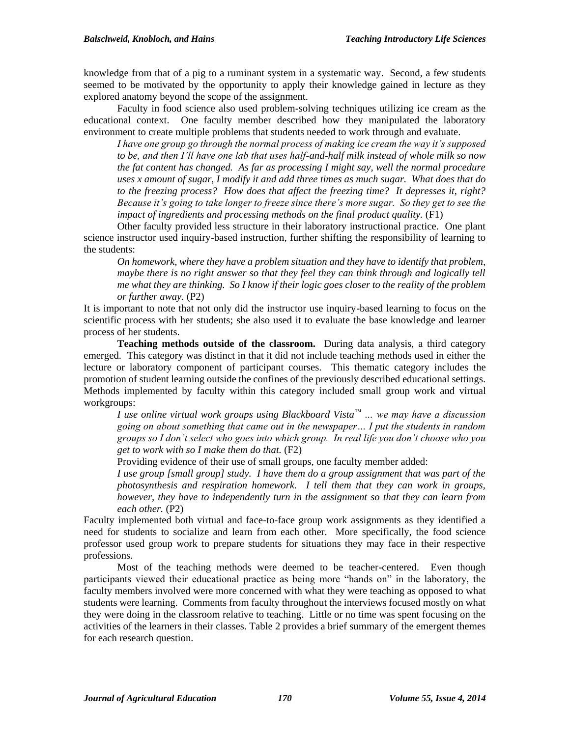knowledge from that of a pig to a ruminant system in a systematic way. Second, a few students seemed to be motivated by the opportunity to apply their knowledge gained in lecture as they explored anatomy beyond the scope of the assignment.

Faculty in food science also used problem-solving techniques utilizing ice cream as the educational context. One faculty member described how they manipulated the laboratory environment to create multiple problems that students needed to work through and evaluate.

> *I have one group go through the normal process of making ice cream the way it's supposed to be, and then I'll have one lab that uses half-and-half milk instead of whole milk so now the fat content has changed. As far as processing I might say, well the normal procedure uses x amount of sugar, I modify it and add three times as much sugar. What does that do to the freezing process? How does that affect the freezing time? It depresses it, right? Because it's going to take longer to freeze since there's more sugar. So they get to see the impact of ingredients and processing methods on the final product quality.* (F1)

Other faculty provided less structure in their laboratory instructional practice. One plant science instructor used inquiry-based instruction, further shifting the responsibility of learning to the students:

> *On homework, where they have a problem situation and they have to identify that problem, maybe there is no right answer so that they feel they can think through and logically tell me what they are thinking. So I know if their logic goes closer to the reality of the problem or further away.* (P2)

It is important to note that not only did the instructor use inquiry-based learning to focus on the scientific process with her students; she also used it to evaluate the base knowledge and learner process of her students.

**Teaching methods outside of the classroom.** During data analysis, a third category emerged. This category was distinct in that it did not include teaching methods used in either the lecture or laboratory component of participant courses. This thematic category includes the promotion of student learning outside the confines of the previously described educational settings. Methods implemented by faculty within this category included small group work and virtual workgroups:

> *I use online virtual work groups using Blackboard Vista™ ... we may have a discussion going on about something that came out in the newspaper… I put the students in random groups so I don't select who goes into which group. In real life you don't choose who you get to work with so I make them do that.* (F2)

Providing evidence of their use of small groups, one faculty member added:

> *I use group [small group] study. I have them do a group assignment that was part of the photosynthesis and respiration homework. I tell them that they can work in groups, however, they have to independently turn in the assignment so that they can learn from each other.* (P2)

Faculty implemented both virtual and face-to-face group work assignments as they identified a need for students to socialize and learn from each other. More specifically, the food science professor used group work to prepare students for situations they may face in their respective professions.

Most of the teaching methods were deemed to be teacher-centered. Even though participants viewed their educational practice as being more "hands on" in the laboratory, the faculty members involved were more concerned with what they were teaching as opposed to what students were learning. Comments from faculty throughout the interviews focused mostly on what they were doing in the classroom relative to teaching. Little or no time was spent focusing on the activities of the learners in their classes. Table 2 provides a brief summary of the emergent themes for each research question.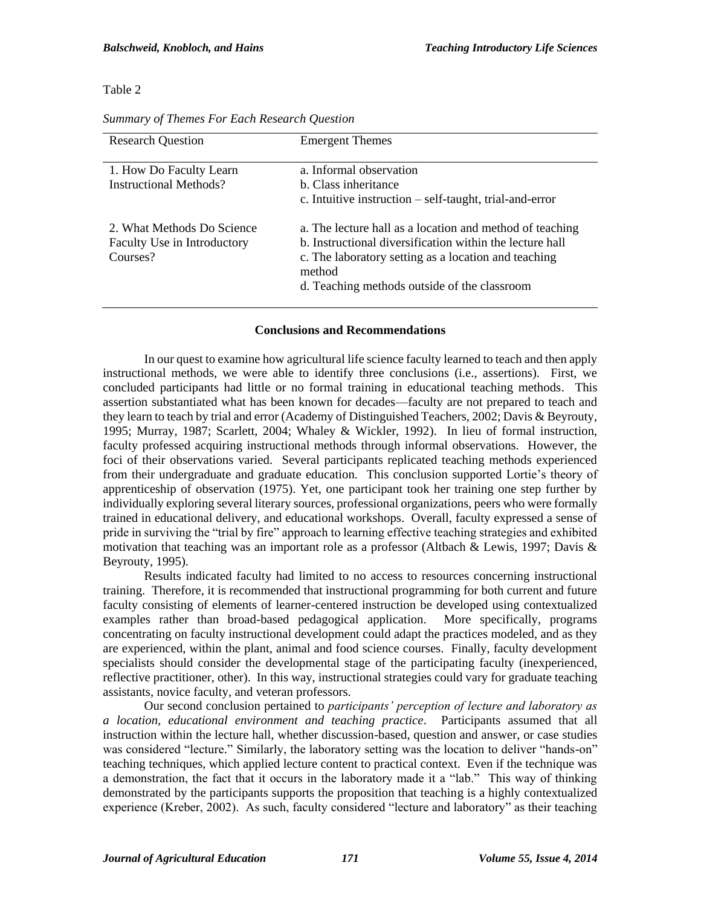Table 2

*Summary of Themes For Each Research Question*

| Research Question | Emergent Themes |
|---|---|
| 1. How Do Faculty Learn Instructional Methods? | a. Informal observation<br>b. Class inheritance<br>c. Intuitive instruction – self-taught, trial-and-error |
| 2. What Methods Do Science Faculty Use in Introductory Courses? | a. The lecture hall as a location and method of teaching<br>b. Instructional diversification within the lecture hall<br>c. The laboratory setting as a location and teaching method<br>d. Teaching methods outside of the classroom |

## Conclusions and Recommendations

In our quest to examine how agricultural life science faculty learned to teach and then apply instructional methods, we were able to identify three conclusions (i.e., assertions). First, we concluded participants had little or no formal training in educational teaching methods. This assertion substantiated what has been known for decades—faculty are not prepared to teach and they learn to teach by trial and error (Academy of Distinguished Teachers, 2002; Davis & Beyrouty, 1995; Murray, 1987; Scarlett, 2004; Whaley & Wickler, 1992). In lieu of formal instruction, faculty professed acquiring instructional methods through informal observations. However, the foci of their observations varied. Several participants replicated teaching methods experienced from their undergraduate and graduate education. This conclusion supported Lortie's theory of apprenticeship of observation (1975). Yet, one participant took her training one step further by individually exploring several literary sources, professional organizations, peers who were formally trained in educational delivery, and educational workshops. Overall, faculty expressed a sense of pride in surviving the "trial by fire" approach to learning effective teaching strategies and exhibited motivation that teaching was an important role as a professor (Altbach & Lewis, 1997; Davis & Beyrouty, 1995).

Results indicated faculty had limited to no access to resources concerning instructional training. Therefore, it is recommended that instructional programming for both current and future faculty consisting of elements of learner-centered instruction be developed using contextualized examples rather than broad-based pedagogical application. More specifically, programs concentrating on faculty instructional development could adapt the practices modeled, and as they are experienced, within the plant, animal and food science courses. Finally, faculty development specialists should consider the developmental stage of the participating faculty (inexperienced, reflective practitioner, other). In this way, instructional strategies could vary for graduate teaching assistants, novice faculty, and veteran professors.

Our second conclusion pertained to *participants' perception of lecture and laboratory as a location, educational environment and teaching practice*. Participants assumed that all instruction within the lecture hall, whether discussion-based, question and answer, or case studies was considered "lecture." Similarly, the laboratory setting was the location to deliver "hands-on" teaching techniques, which applied lecture content to practical context. Even if the technique was a demonstration, the fact that it occurs in the laboratory made it a "lab." This way of thinking demonstrated by the participants supports the proposition that teaching is a highly contextualized experience (Kreber, 2002). As such, faculty considered "lecture and laboratory" as their teaching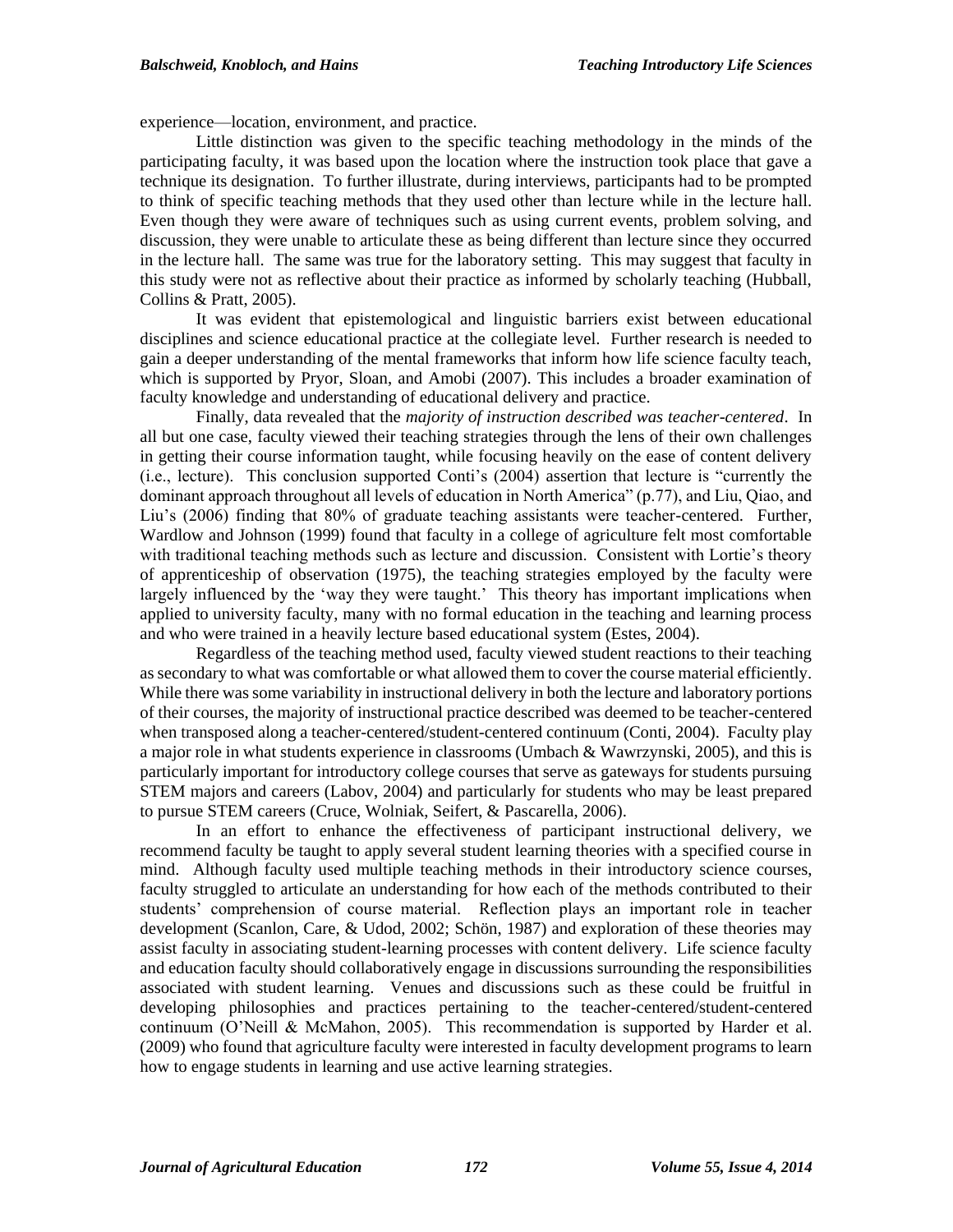experience—location, environment, and practice.

Little distinction was given to the specific teaching methodology in the minds of the participating faculty, it was based upon the location where the instruction took place that gave a technique its designation. To further illustrate, during interviews, participants had to be prompted to think of specific teaching methods that they used other than lecture while in the lecture hall. Even though they were aware of techniques such as using current events, problem solving, and discussion, they were unable to articulate these as being different than lecture since they occurred in the lecture hall. The same was true for the laboratory setting. This may suggest that faculty in this study were not as reflective about their practice as informed by scholarly teaching (Hubball, Collins & Pratt, 2005).

It was evident that epistemological and linguistic barriers exist between educational disciplines and science educational practice at the collegiate level. Further research is needed to gain a deeper understanding of the mental frameworks that inform how life science faculty teach, which is supported by Pryor, Sloan, and Amobi (2007). This includes a broader examination of faculty knowledge and understanding of educational delivery and practice.

Finally, data revealed that the *majority of instruction described was teacher-centered*. In all but one case, faculty viewed their teaching strategies through the lens of their own challenges in getting their course information taught, while focusing heavily on the ease of content delivery (i.e., lecture). This conclusion supported Conti's (2004) assertion that lecture is "currently the dominant approach throughout all levels of education in North America" (p.77), and Liu, Qiao, and Liu's (2006) finding that 80% of graduate teaching assistants were teacher-centered. Further, Wardlow and Johnson (1999) found that faculty in a college of agriculture felt most comfortable with traditional teaching methods such as lecture and discussion. Consistent with Lortie's theory of apprenticeship of observation (1975), the teaching strategies employed by the faculty were largely influenced by the 'way they were taught.' This theory has important implications when applied to university faculty, many with no formal education in the teaching and learning process and who were trained in a heavily lecture based educational system (Estes, 2004).

Regardless of the teaching method used, faculty viewed student reactions to their teaching as secondary to what was comfortable or what allowed them to cover the course material efficiently. While there was some variability in instructional delivery in both the lecture and laboratory portions of their courses, the majority of instructional practice described was deemed to be teacher-centered when transposed along a teacher-centered/student-centered continuum (Conti, 2004). Faculty play a major role in what students experience in classrooms (Umbach & Wawrzynski, 2005), and this is particularly important for introductory college courses that serve as gateways for students pursuing STEM majors and careers (Labov, 2004) and particularly for students who may be least prepared to pursue STEM careers (Cruce, Wolniak, Seifert, & Pascarella, 2006).

In an effort to enhance the effectiveness of participant instructional delivery, we recommend faculty be taught to apply several student learning theories with a specified course in mind. Although faculty used multiple teaching methods in their introductory science courses, faculty struggled to articulate an understanding for how each of the methods contributed to their students' comprehension of course material. Reflection plays an important role in teacher development (Scanlon, Care, & Udod, 2002; Schön, 1987) and exploration of these theories may assist faculty in associating student-learning processes with content delivery. Life science faculty and education faculty should collaboratively engage in discussions surrounding the responsibilities associated with student learning. Venues and discussions such as these could be fruitful in developing philosophies and practices pertaining to the teacher-centered/student-centered continuum (O'Neill & McMahon, 2005). This recommendation is supported by Harder et al. (2009) who found that agriculture faculty were interested in faculty development programs to learn how to engage students in learning and use active learning strategies.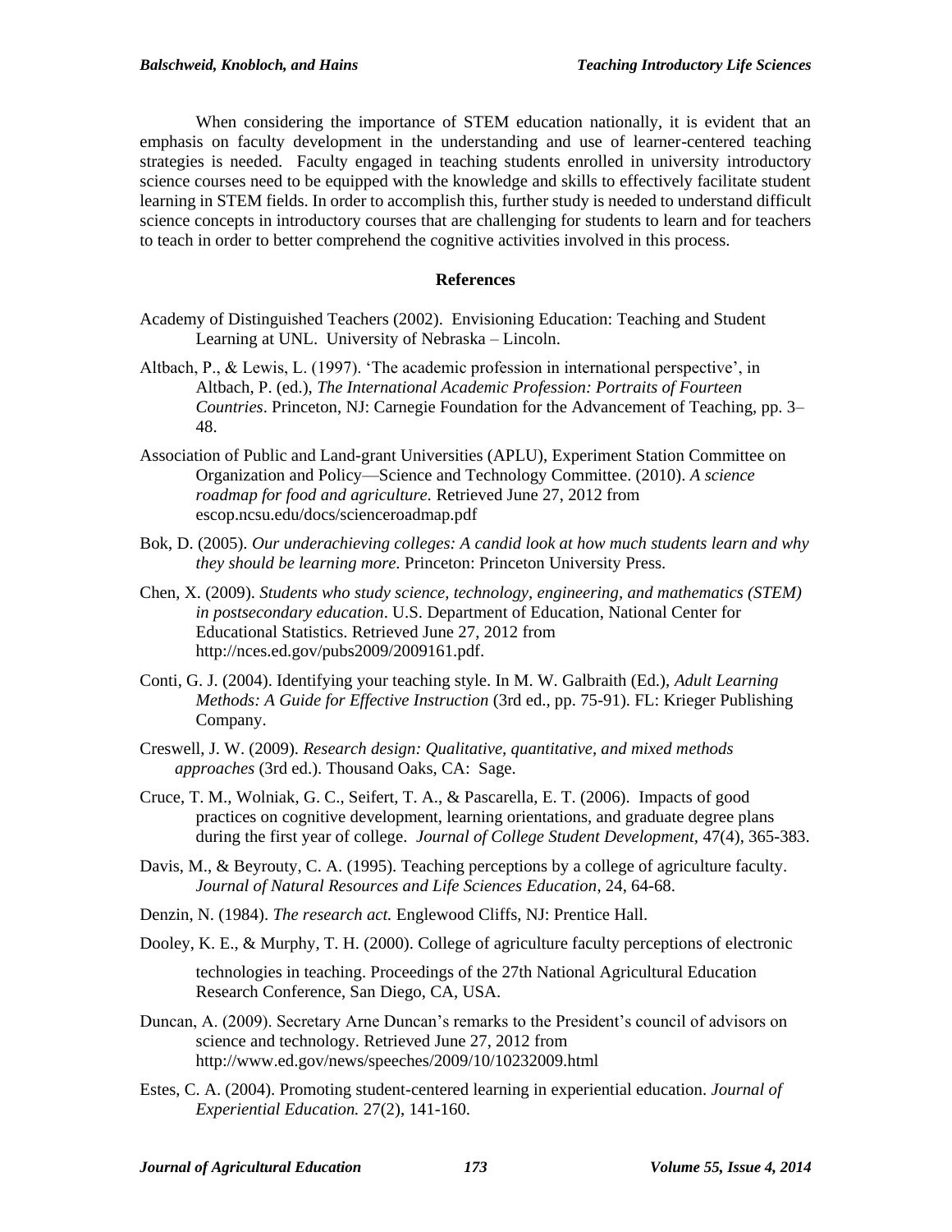When considering the importance of STEM education nationally, it is evident that an emphasis on faculty development in the understanding and use of learner-centered teaching strategies is needed. Faculty engaged in teaching students enrolled in university introductory science courses need to be equipped with the knowledge and skills to effectively facilitate student learning in STEM fields. In order to accomplish this, further study is needed to understand difficult science concepts in introductory courses that are challenging for students to learn and for teachers to teach in order to better comprehend the cognitive activities involved in this process.

## References

Academy of Distinguished Teachers (2002). Envisioning Education: Teaching and Student Learning at UNL. University of Nebraska – Lincoln.

Altbach, P., & Lewis, L. (1997). 'The academic profession in international perspective', in Altbach, P. (ed.), *The International Academic Profession: Portraits of Fourteen Countries*. Princeton, NJ: Carnegie Foundation for the Advancement of Teaching, pp. 3–48.

Association of Public and Land-grant Universities (APLU), Experiment Station Committee on Organization and Policy—Science and Technology Committee. (2010). *A science roadmap for food and agriculture.* Retrieved June 27, 2012 from escop.ncsu.edu/docs/scienceroadmap.pdf

Bok, D. (2005). *Our underachieving colleges: A candid look at how much students learn and why they should be learning more*. Princeton: Princeton University Press.

Chen, X. (2009). *Students who study science, technology, engineering, and mathematics (STEM) in postsecondary education*. U.S. Department of Education, National Center for Educational Statistics. Retrieved June 27, 2012 from http://nces.ed.gov/pubs2009/2009161.pdf.

Conti, G. J. (2004). Identifying your teaching style. In M. W. Galbraith (Ed.), *Adult Learning Methods: A Guide for Effective Instruction* (3rd ed., pp. 75-91). FL: Krieger Publishing Company.

Creswell, J. W. (2009). *Research design: Qualitative, quantitative, and mixed methods approaches* (3rd ed.). Thousand Oaks, CA: Sage.

Cruce, T. M., Wolniak, G. C., Seifert, T. A., & Pascarella, E. T. (2006). Impacts of good practices on cognitive development, learning orientations, and graduate degree plans during the first year of college. *Journal of College Student Development*, 47(4), 365-383.

Davis, M., & Beyrouty, C. A. (1995). Teaching perceptions by a college of agriculture faculty. *Journal of Natural Resources and Life Sciences Education*, 24, 64-68.

Denzin, N. (1984). *The research act.* Englewood Cliffs, NJ: Prentice Hall.

Dooley, K. E., & Murphy, T. H. (2000). College of agriculture faculty perceptions of electronic technologies in teaching. Proceedings of the 27th National Agricultural Education Research Conference, San Diego, CA, USA.

Duncan, A. (2009). Secretary Arne Duncan's remarks to the President's council of advisors on science and technology. Retrieved June 27, 2012 from http://www.ed.gov/news/speeches/2009/10/10232009.html

Estes, C. A. (2004). Promoting student-centered learning in experiential education. *Journal of Experiential Education.* 27(2), 141-160.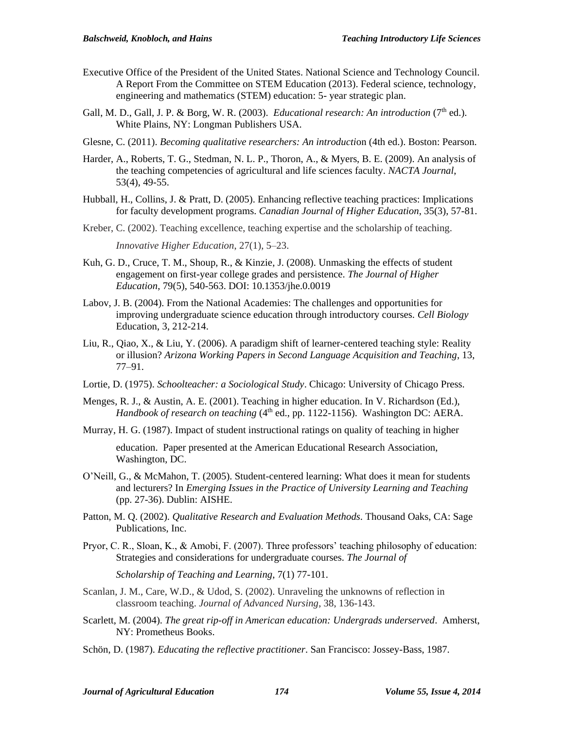Executive Office of the President of the United States. National Science and Technology Council. A Report From the Committee on STEM Education (2013). Federal science, technology, engineering and mathematics (STEM) education: 5- year strategic plan.

Gall, M. D., Gall, J. P. & Borg, W. R. (2003). *Educational research: An introduction* (7th ed.). White Plains, NY: Longman Publishers USA.

Glesne, C. (2011). *Becoming qualitative researchers: An introducti*on (4th ed.). Boston: Pearson.

Harder, A., Roberts, T. G., Stedman, N. L. P., Thoron, A., & Myers, B. E. (2009). An analysis of the teaching competencies of agricultural and life sciences faculty. *NACTA Journal*, 53(4), 49-55.

Hubball, H., Collins, J. & Pratt, D. (2005). Enhancing reflective teaching practices: Implications for faculty development programs. *Canadian Journal of Higher Education*, 35(3), 57-81.

Kreber, C. (2002). Teaching excellence, teaching expertise and the scholarship of teaching. *Innovative Higher Education*, 27(1), 5–23.

Kuh, G. D., Cruce, T. M., Shoup, R., & Kinzie, J. (2008). Unmasking the effects of student engagement on first-year college grades and persistence. *The Journal of Higher Education*, 79(5), 540-563. DOI: 10.1353/jhe.0.0019

Labov, J. B. (2004). From the National Academies: The challenges and opportunities for improving undergraduate science education through introductory courses. *Cell Biology* Education, 3, 212-214.

Liu, R., Qiao, X., & Liu, Y. (2006). A paradigm shift of learner-centered teaching style: Reality or illusion? *Arizona Working Papers in Second Language Acquisition and Teaching*, 13, 77–91.

Lortie, D. (1975). *Schoolteacher: a Sociological Study*. Chicago: University of Chicago Press.

Menges, R. J., & Austin, A. E. (2001). Teaching in higher education. In V. Richardson (Ed.), *Handbook of research on teaching* (4th ed., pp. 1122-1156). Washington DC: AERA.

Murray, H. G. (1987). Impact of student instructional ratings on quality of teaching in higher education. Paper presented at the American Educational Research Association, Washington, DC.

O'Neill, G., & McMahon, T. (2005). Student-centered learning: What does it mean for students and lecturers? In *Emerging Issues in the Practice of University Learning and Teaching* (pp. 27-36). Dublin: AISHE.

Patton, M. Q. (2002). *Qualitative Research and Evaluation Methods*. Thousand Oaks, CA: Sage Publications, Inc.

Pryor, C. R., Sloan, K., & Amobi, F. (2007). Three professors' teaching philosophy of education: Strategies and considerations for undergraduate courses. *The Journal of Scholarship of Teaching and Learning*, 7(1) 77-101.

Scanlan, J. M., Care, W.D., & Udod, S. (2002). Unraveling the unknowns of reflection in classroom teaching. *Journal of Advanced Nursing*, 38, 136-143.

Scarlett, M. (2004). *The great rip-off in American education: Undergrads underserved*. Amherst, NY: Prometheus Books.

Schön, D. (1987). *Educating the reflective practitioner*. San Francisco: Jossey-Bass, 1987.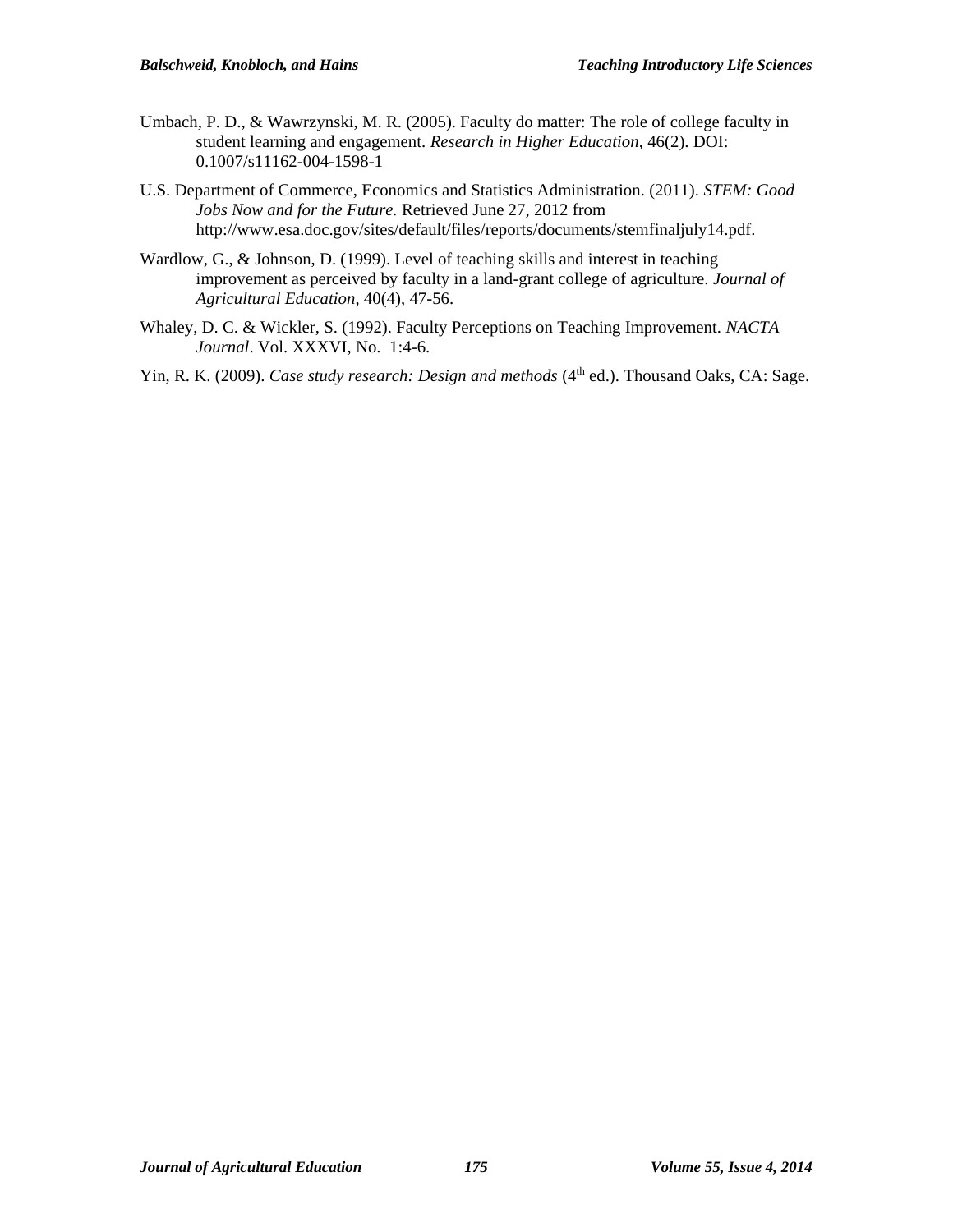Umbach, P. D., & Wawrzynski, M. R. (2005). Faculty do matter: The role of college faculty in student learning and engagement. *Research in Higher Education*, 46(2). DOI: 0.1007/s11162-004-1598-1

U.S. Department of Commerce, Economics and Statistics Administration. (2011). *STEM: Good Jobs Now and for the Future.* Retrieved June 27, 2012 from http://www.esa.doc.gov/sites/default/files/reports/documents/stemfinaljuly14.pdf.

Wardlow, G., & Johnson, D. (1999). Level of teaching skills and interest in teaching improvement as perceived by faculty in a land-grant college of agriculture. *Journal of Agricultural Education*, 40(4), 47-56.

Whaley, D. C. & Wickler, S. (1992). Faculty Perceptions on Teaching Improvement. *NACTA Journal*. Vol. XXXVI, No. 1:4-6.

Yin, R. K. (2009). *Case study research: Design and methods* (4th ed.). Thousand Oaks, CA: Sage.